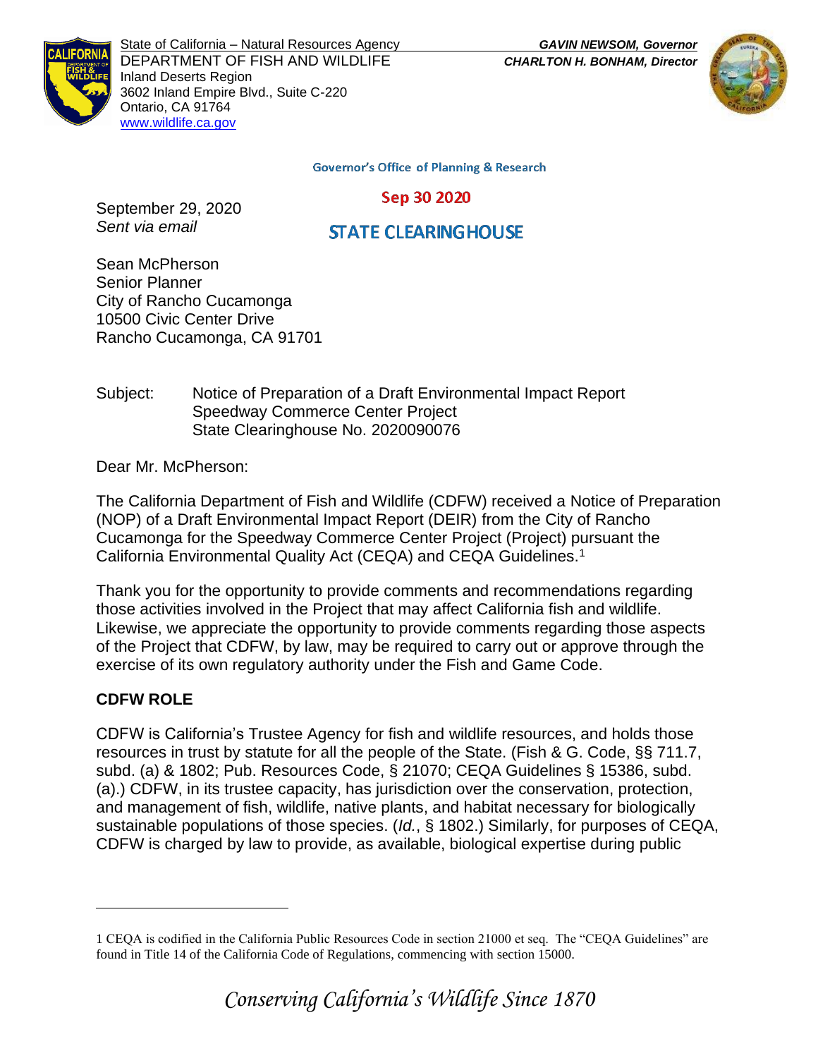State of California – Natural Resources Agency
DEPARTMENT OF FISH AND WILDLIFE
Inland Deserts Region
3602 Inland Empire Blvd., Suite C-220
Ontario, CA 91764
www.wildlife.ca.gov

***GAVIN NEWSOM, Governor***
***CHARLTON H. BONHAM, Director***

Governor's Office of Planning & Research

Sep 30 2020

STATE CLEARINGHOUSE

September 29, 2020
*Sent via email*

Sean McPherson
Senior Planner
City of Rancho Cucamonga
10500 Civic Center Drive
Rancho Cucamonga, CA 91701

Subject: Notice of Preparation of a Draft Environmental Impact Report
Speedway Commerce Center Project
State Clearinghouse No. 2020090076

Dear Mr. McPherson:

The California Department of Fish and Wildlife (CDFW) received a Notice of Preparation (NOP) of a Draft Environmental Impact Report (DEIR) from the City of Rancho Cucamonga for the Speedway Commerce Center Project (Project) pursuant the California Environmental Quality Act (CEQA) and CEQA Guidelines.[1]

Thank you for the opportunity to provide comments and recommendations regarding those activities involved in the Project that may affect California fish and wildlife. Likewise, we appreciate the opportunity to provide comments regarding those aspects of the Project that CDFW, by law, may be required to carry out or approve through the exercise of its own regulatory authority under the Fish and Game Code.

## CDFW ROLE

CDFW is California's Trustee Agency for fish and wildlife resources, and holds those resources in trust by statute for all the people of the State. (Fish & G. Code, §§ 711.7, subd. (a) & 1802; Pub. Resources Code, § 21070; CEQA Guidelines § 15386, subd. (a).) CDFW, in its trustee capacity, has jurisdiction over the conservation, protection, and management of fish, wildlife, native plants, and habitat necessary for biologically sustainable populations of those species. (*Id.*, § 1802.) Similarly, for purposes of CEQA, CDFW is charged by law to provide, as available, biological expertise during public

1 CEQA is codified in the California Public Resources Code in section 21000 et seq. The "CEQA Guidelines" are found in Title 14 of the California Code of Regulations, commencing with section 15000.

*Conserving California's Wildlife Since 1870*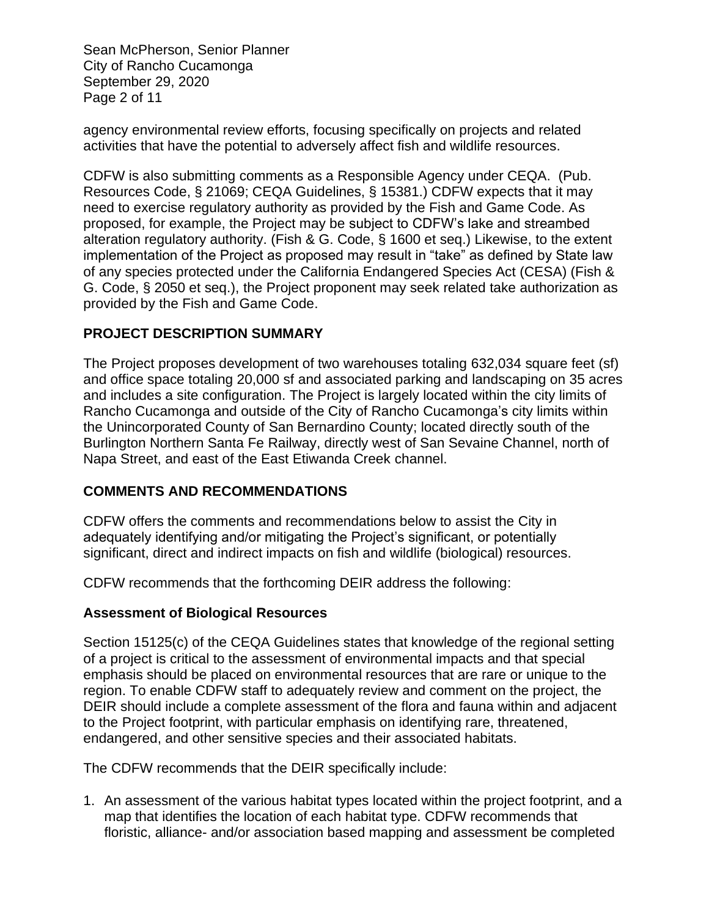agency environmental review efforts, focusing specifically on projects and related activities that have the potential to adversely affect fish and wildlife resources.

CDFW is also submitting comments as a Responsible Agency under CEQA. (Pub. Resources Code, § 21069; CEQA Guidelines, § 15381.) CDFW expects that it may need to exercise regulatory authority as provided by the Fish and Game Code. As proposed, for example, the Project may be subject to CDFW's lake and streambed alteration regulatory authority. (Fish & G. Code, § 1600 et seq.) Likewise, to the extent implementation of the Project as proposed may result in "take" as defined by State law of any species protected under the California Endangered Species Act (CESA) (Fish & G. Code, § 2050 et seq.), the Project proponent may seek related take authorization as provided by the Fish and Game Code.

## PROJECT DESCRIPTION SUMMARY

The Project proposes development of two warehouses totaling 632,034 square feet (sf) and office space totaling 20,000 sf and associated parking and landscaping on 35 acres and includes a site configuration. The Project is largely located within the city limits of Rancho Cucamonga and outside of the City of Rancho Cucamonga's city limits within the Unincorporated County of San Bernardino County; located directly south of the Burlington Northern Santa Fe Railway, directly west of San Sevaine Channel, north of Napa Street, and east of the East Etiwanda Creek channel.

## COMMENTS AND RECOMMENDATIONS

CDFW offers the comments and recommendations below to assist the City in adequately identifying and/or mitigating the Project's significant, or potentially significant, direct and indirect impacts on fish and wildlife (biological) resources.

CDFW recommends that the forthcoming DEIR address the following:

### Assessment of Biological Resources

Section 15125(c) of the CEQA Guidelines states that knowledge of the regional setting of a project is critical to the assessment of environmental impacts and that special emphasis should be placed on environmental resources that are rare or unique to the region. To enable CDFW staff to adequately review and comment on the project, the DEIR should include a complete assessment of the flora and fauna within and adjacent to the Project footprint, with particular emphasis on identifying rare, threatened, endangered, and other sensitive species and their associated habitats.

The CDFW recommends that the DEIR specifically include:

1. An assessment of the various habitat types located within the project footprint, and a map that identifies the location of each habitat type. CDFW recommends that floristic, alliance- and/or association based mapping and assessment be completed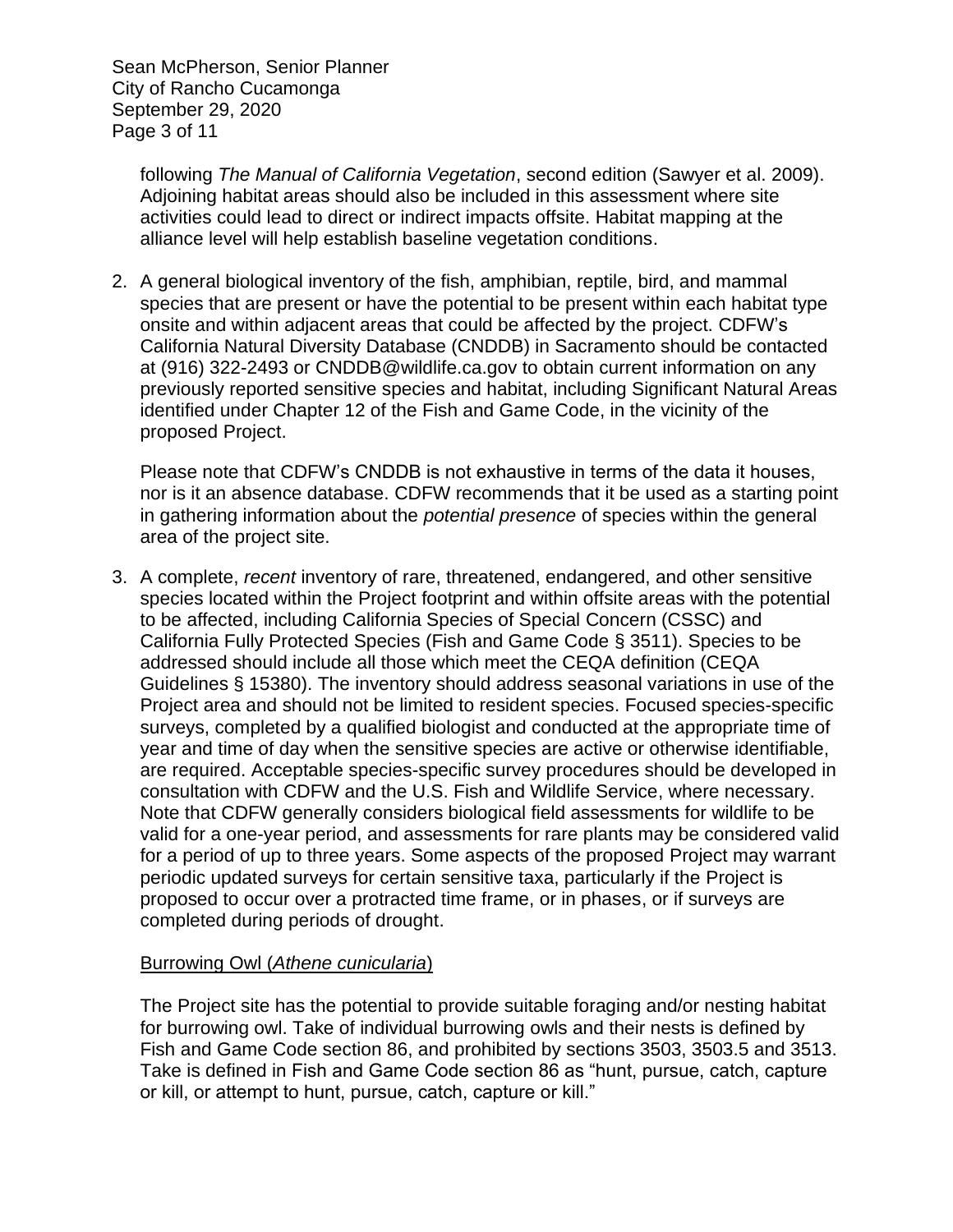following *The Manual of California Vegetation*, second edition (Sawyer et al. 2009). Adjoining habitat areas should also be included in this assessment where site activities could lead to direct or indirect impacts offsite. Habitat mapping at the alliance level will help establish baseline vegetation conditions.

2. A general biological inventory of the fish, amphibian, reptile, bird, and mammal species that are present or have the potential to be present within each habitat type onsite and within adjacent areas that could be affected by the project. CDFW's California Natural Diversity Database (CNDDB) in Sacramento should be contacted at (916) 322-2493 or CNDDB@wildlife.ca.gov to obtain current information on any previously reported sensitive species and habitat, including Significant Natural Areas identified under Chapter 12 of the Fish and Game Code, in the vicinity of the proposed Project.

   Please note that CDFW's CNDDB is not exhaustive in terms of the data it houses, nor is it an absence database. CDFW recommends that it be used as a starting point in gathering information about the *potential presence* of species within the general area of the project site.

3. A complete, *recent* inventory of rare, threatened, endangered, and other sensitive species located within the Project footprint and within offsite areas with the potential to be affected, including California Species of Special Concern (CSSC) and California Fully Protected Species (Fish and Game Code § 3511). Species to be addressed should include all those which meet the CEQA definition (CEQA Guidelines § 15380). The inventory should address seasonal variations in use of the Project area and should not be limited to resident species. Focused species-specific surveys, completed by a qualified biologist and conducted at the appropriate time of year and time of day when the sensitive species are active or otherwise identifiable, are required. Acceptable species-specific survey procedures should be developed in consultation with CDFW and the U.S. Fish and Wildlife Service, where necessary. Note that CDFW generally considers biological field assessments for wildlife to be valid for a one-year period, and assessments for rare plants may be considered valid for a period of up to three years. Some aspects of the proposed Project may warrant periodic updated surveys for certain sensitive taxa, particularly if the Project is proposed to occur over a protracted time frame, or in phases, or if surveys are completed during periods of drought.

   <u>Burrowing Owl (*Athene cunicularia*)</u>

   The Project site has the potential to provide suitable foraging and/or nesting habitat for burrowing owl. Take of individual burrowing owls and their nests is defined by Fish and Game Code section 86, and prohibited by sections 3503, 3503.5 and 3513. Take is defined in Fish and Game Code section 86 as "hunt, pursue, catch, capture or kill, or attempt to hunt, pursue, catch, capture or kill."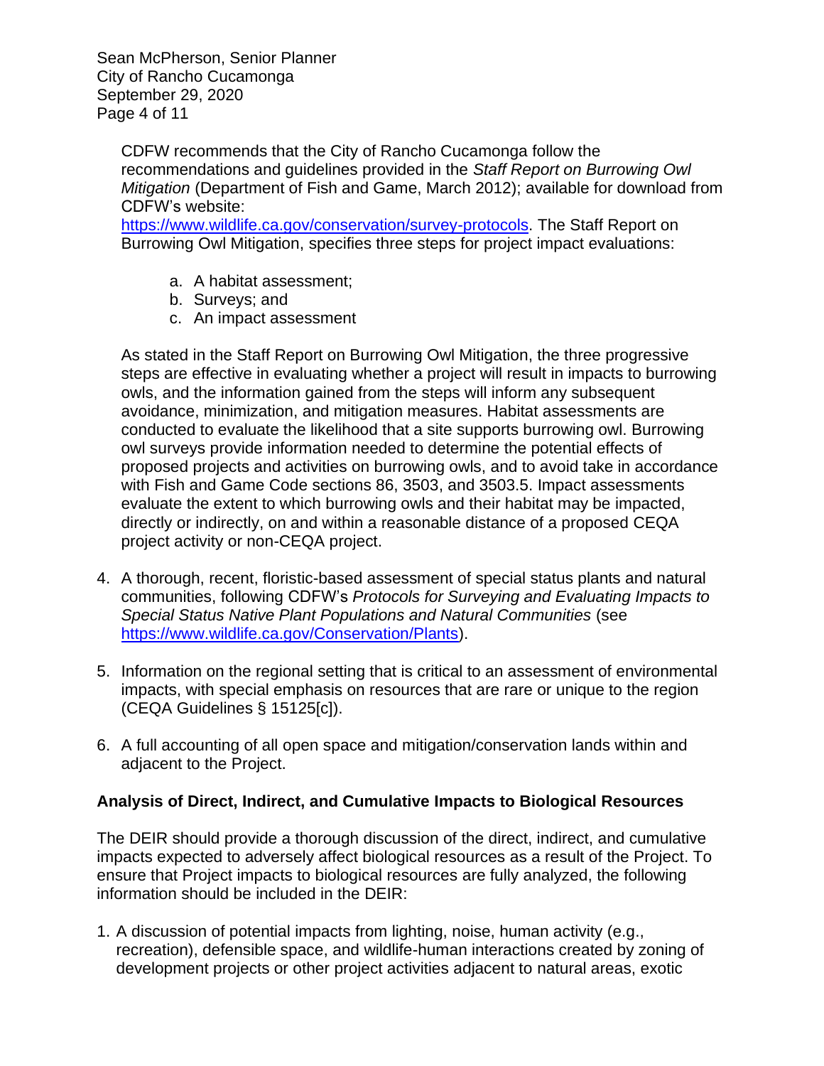CDFW recommends that the City of Rancho Cucamonga follow the recommendations and guidelines provided in the *Staff Report on Burrowing Owl Mitigation* (Department of Fish and Game, March 2012); available for download from CDFW's website: https://www.wildlife.ca.gov/conservation/survey-protocols. The Staff Report on Burrowing Owl Mitigation, specifies three steps for project impact evaluations:

a. A habitat assessment;
b. Surveys; and
c. An impact assessment

As stated in the Staff Report on Burrowing Owl Mitigation, the three progressive steps are effective in evaluating whether a project will result in impacts to burrowing owls, and the information gained from the steps will inform any subsequent avoidance, minimization, and mitigation measures. Habitat assessments are conducted to evaluate the likelihood that a site supports burrowing owl. Burrowing owl surveys provide information needed to determine the potential effects of proposed projects and activities on burrowing owls, and to avoid take in accordance with Fish and Game Code sections 86, 3503, and 3503.5. Impact assessments evaluate the extent to which burrowing owls and their habitat may be impacted, directly or indirectly, on and within a reasonable distance of a proposed CEQA project activity or non-CEQA project.

4. A thorough, recent, floristic-based assessment of special status plants and natural communities, following CDFW's *Protocols for Surveying and Evaluating Impacts to Special Status Native Plant Populations and Natural Communities* (see https://www.wildlife.ca.gov/Conservation/Plants).

5. Information on the regional setting that is critical to an assessment of environmental impacts, with special emphasis on resources that are rare or unique to the region (CEQA Guidelines § 15125[c]).

6. A full accounting of all open space and mitigation/conservation lands within and adjacent to the Project.

**Analysis of Direct, Indirect, and Cumulative Impacts to Biological Resources**

The DEIR should provide a thorough discussion of the direct, indirect, and cumulative impacts expected to adversely affect biological resources as a result of the Project. To ensure that Project impacts to biological resources are fully analyzed, the following information should be included in the DEIR:

1. A discussion of potential impacts from lighting, noise, human activity (e.g., recreation), defensible space, and wildlife-human interactions created by zoning of development projects or other project activities adjacent to natural areas, exotic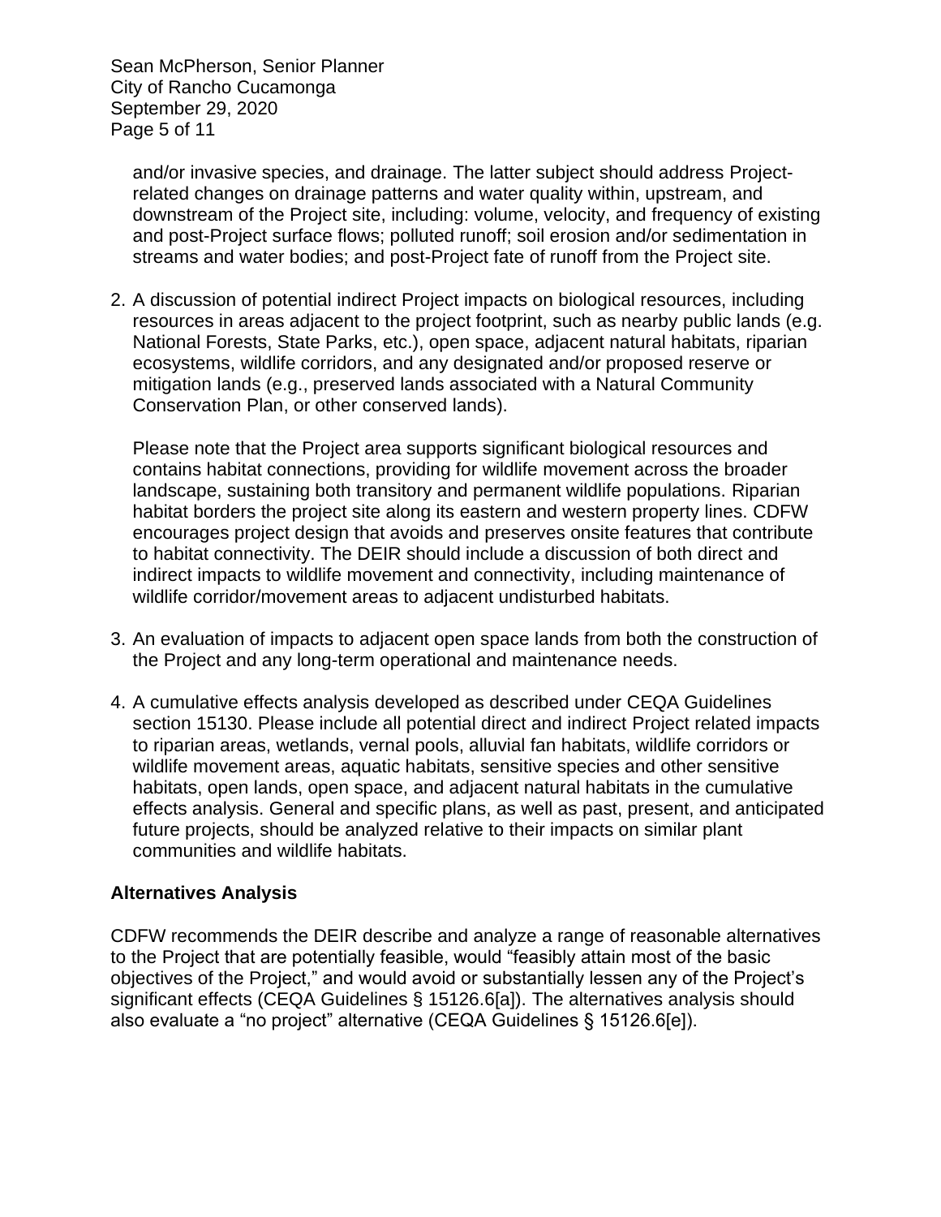and/or invasive species, and drainage. The latter subject should address Project-related changes on drainage patterns and water quality within, upstream, and downstream of the Project site, including: volume, velocity, and frequency of existing and post-Project surface flows; polluted runoff; soil erosion and/or sedimentation in streams and water bodies; and post-Project fate of runoff from the Project site.

2. A discussion of potential indirect Project impacts on biological resources, including resources in areas adjacent to the project footprint, such as nearby public lands (e.g. National Forests, State Parks, etc.), open space, adjacent natural habitats, riparian ecosystems, wildlife corridors, and any designated and/or proposed reserve or mitigation lands (e.g., preserved lands associated with a Natural Community Conservation Plan, or other conserved lands).

   Please note that the Project area supports significant biological resources and contains habitat connections, providing for wildlife movement across the broader landscape, sustaining both transitory and permanent wildlife populations. Riparian habitat borders the project site along its eastern and western property lines. CDFW encourages project design that avoids and preserves onsite features that contribute to habitat connectivity. The DEIR should include a discussion of both direct and indirect impacts to wildlife movement and connectivity, including maintenance of wildlife corridor/movement areas to adjacent undisturbed habitats.

3. An evaluation of impacts to adjacent open space lands from both the construction of the Project and any long-term operational and maintenance needs.

4. A cumulative effects analysis developed as described under CEQA Guidelines section 15130. Please include all potential direct and indirect Project related impacts to riparian areas, wetlands, vernal pools, alluvial fan habitats, wildlife corridors or wildlife movement areas, aquatic habitats, sensitive species and other sensitive habitats, open lands, open space, and adjacent natural habitats in the cumulative effects analysis. General and specific plans, as well as past, present, and anticipated future projects, should be analyzed relative to their impacts on similar plant communities and wildlife habitats.

## Alternatives Analysis

CDFW recommends the DEIR describe and analyze a range of reasonable alternatives to the Project that are potentially feasible, would "feasibly attain most of the basic objectives of the Project," and would avoid or substantially lessen any of the Project's significant effects (CEQA Guidelines § 15126.6[a]). The alternatives analysis should also evaluate a "no project" alternative (CEQA Guidelines § 15126.6[e]).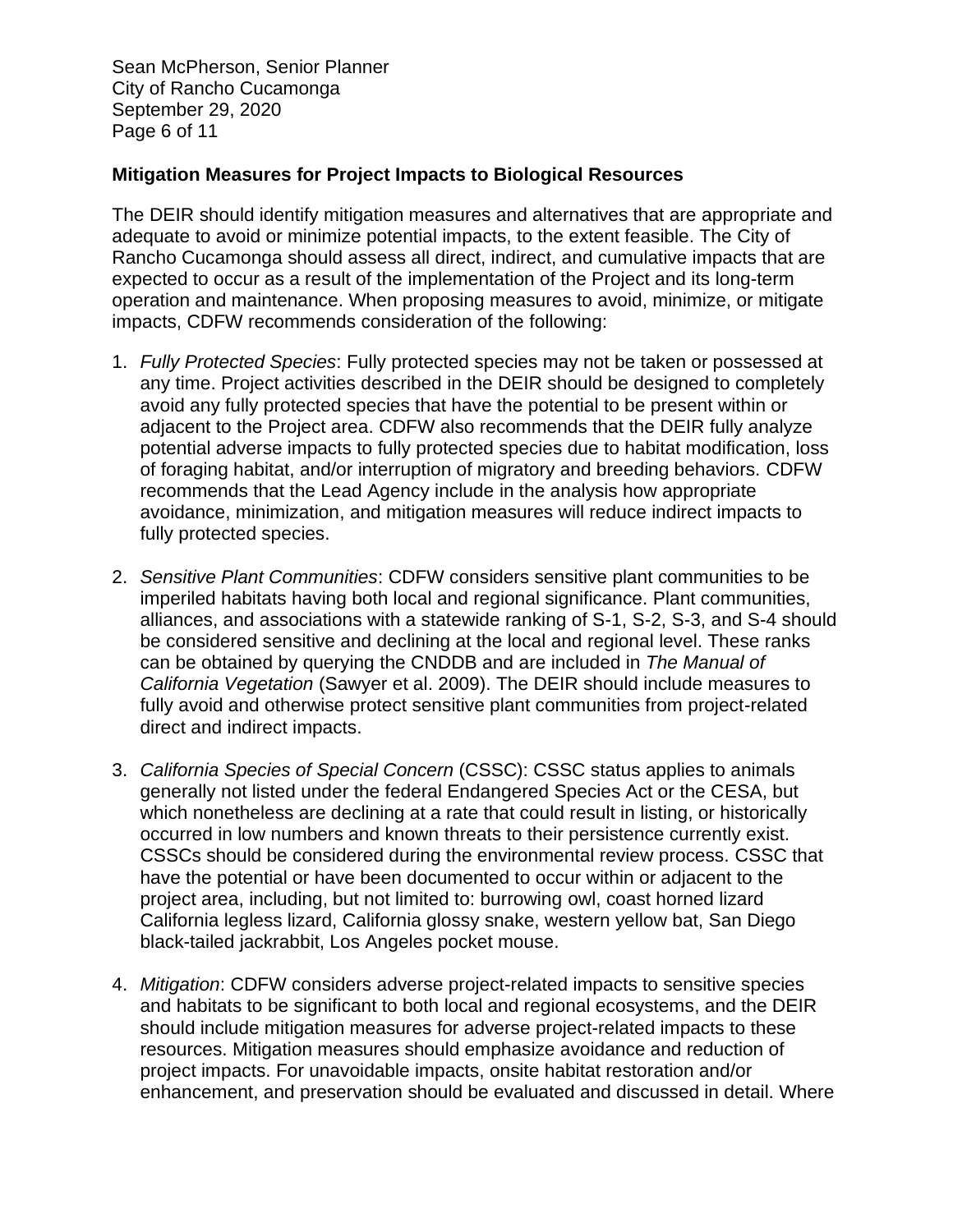**Mitigation Measures for Project Impacts to Biological Resources**

The DEIR should identify mitigation measures and alternatives that are appropriate and adequate to avoid or minimize potential impacts, to the extent feasible. The City of Rancho Cucamonga should assess all direct, indirect, and cumulative impacts that are expected to occur as a result of the implementation of the Project and its long-term operation and maintenance. When proposing measures to avoid, minimize, or mitigate impacts, CDFW recommends consideration of the following:

1. *Fully Protected Species*: Fully protected species may not be taken or possessed at any time. Project activities described in the DEIR should be designed to completely avoid any fully protected species that have the potential to be present within or adjacent to the Project area. CDFW also recommends that the DEIR fully analyze potential adverse impacts to fully protected species due to habitat modification, loss of foraging habitat, and/or interruption of migratory and breeding behaviors. CDFW recommends that the Lead Agency include in the analysis how appropriate avoidance, minimization, and mitigation measures will reduce indirect impacts to fully protected species.

2. *Sensitive Plant Communities*: CDFW considers sensitive plant communities to be imperiled habitats having both local and regional significance. Plant communities, alliances, and associations with a statewide ranking of S-1, S-2, S-3, and S-4 should be considered sensitive and declining at the local and regional level. These ranks can be obtained by querying the CNDDB and are included in *The Manual of California Vegetation* (Sawyer et al. 2009). The DEIR should include measures to fully avoid and otherwise protect sensitive plant communities from project-related direct and indirect impacts.

3. *California Species of Special Concern* (CSSC): CSSC status applies to animals generally not listed under the federal Endangered Species Act or the CESA, but which nonetheless are declining at a rate that could result in listing, or historically occurred in low numbers and known threats to their persistence currently exist. CSSCs should be considered during the environmental review process. CSSC that have the potential or have been documented to occur within or adjacent to the project area, including, but not limited to: burrowing owl, coast horned lizard California legless lizard, California glossy snake, western yellow bat, San Diego black-tailed jackrabbit, Los Angeles pocket mouse.

4. *Mitigation*: CDFW considers adverse project-related impacts to sensitive species and habitats to be significant to both local and regional ecosystems, and the DEIR should include mitigation measures for adverse project-related impacts to these resources. Mitigation measures should emphasize avoidance and reduction of project impacts. For unavoidable impacts, onsite habitat restoration and/or enhancement, and preservation should be evaluated and discussed in detail. Where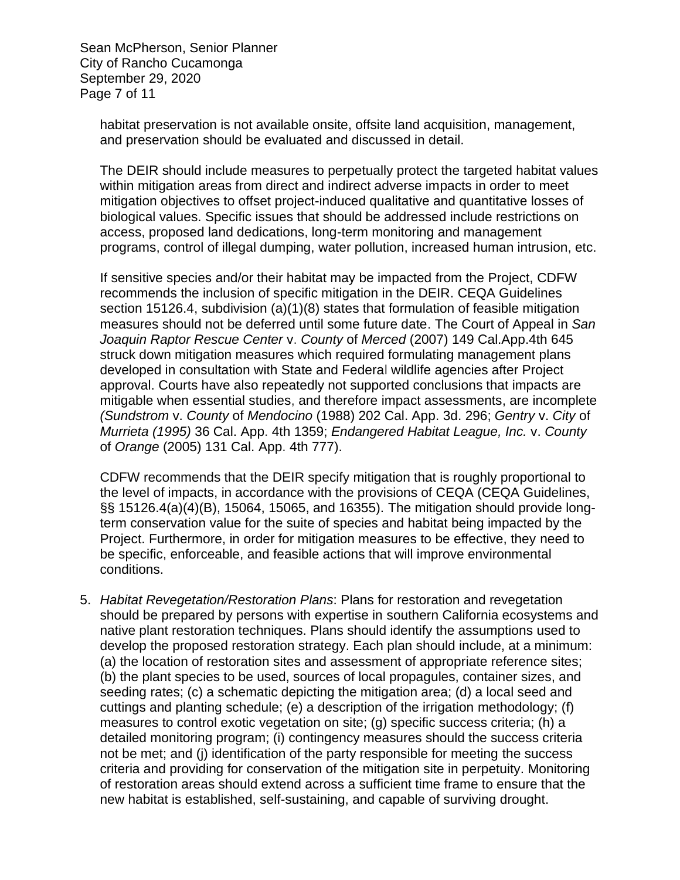habitat preservation is not available onsite, offsite land acquisition, management, and preservation should be evaluated and discussed in detail.

The DEIR should include measures to perpetually protect the targeted habitat values within mitigation areas from direct and indirect adverse impacts in order to meet mitigation objectives to offset project-induced qualitative and quantitative losses of biological values. Specific issues that should be addressed include restrictions on access, proposed land dedications, long-term monitoring and management programs, control of illegal dumping, water pollution, increased human intrusion, etc.

If sensitive species and/or their habitat may be impacted from the Project, CDFW recommends the inclusion of specific mitigation in the DEIR. CEQA Guidelines section 15126.4, subdivision (a)(1)(8) states that formulation of feasible mitigation measures should not be deferred until some future date. The Court of Appeal in *San Joaquin Raptor Rescue Center* v. *County* of *Merced* (2007) 149 Cal.App.4th 645 struck down mitigation measures which required formulating management plans developed in consultation with State and Federal wildlife agencies after Project approval. Courts have also repeatedly not supported conclusions that impacts are mitigable when essential studies, and therefore impact assessments, are incomplete *(Sundstrom* v. *County* of *Mendocino* (1988) 202 Cal. App. 3d. 296; *Gentry* v. *City* of *Murrieta (1995)* 36 Cal. App. 4th 1359; *Endangered Habitat League, Inc.* v. *County* of *Orange* (2005) 131 Cal. App. 4th 777).

CDFW recommends that the DEIR specify mitigation that is roughly proportional to the level of impacts, in accordance with the provisions of CEQA (CEQA Guidelines, §§ 15126.4(a)(4)(B), 15064, 15065, and 16355). The mitigation should provide long-term conservation value for the suite of species and habitat being impacted by the Project. Furthermore, in order for mitigation measures to be effective, they need to be specific, enforceable, and feasible actions that will improve environmental conditions.

5. *Habitat Revegetation/Restoration Plans*: Plans for restoration and revegetation should be prepared by persons with expertise in southern California ecosystems and native plant restoration techniques. Plans should identify the assumptions used to develop the proposed restoration strategy. Each plan should include, at a minimum: (a) the location of restoration sites and assessment of appropriate reference sites; (b) the plant species to be used, sources of local propagules, container sizes, and seeding rates; (c) a schematic depicting the mitigation area; (d) a local seed and cuttings and planting schedule; (e) a description of the irrigation methodology; (f) measures to control exotic vegetation on site; (g) specific success criteria; (h) a detailed monitoring program; (i) contingency measures should the success criteria not be met; and (j) identification of the party responsible for meeting the success criteria and providing for conservation of the mitigation site in perpetuity. Monitoring of restoration areas should extend across a sufficient time frame to ensure that the new habitat is established, self-sustaining, and capable of surviving drought.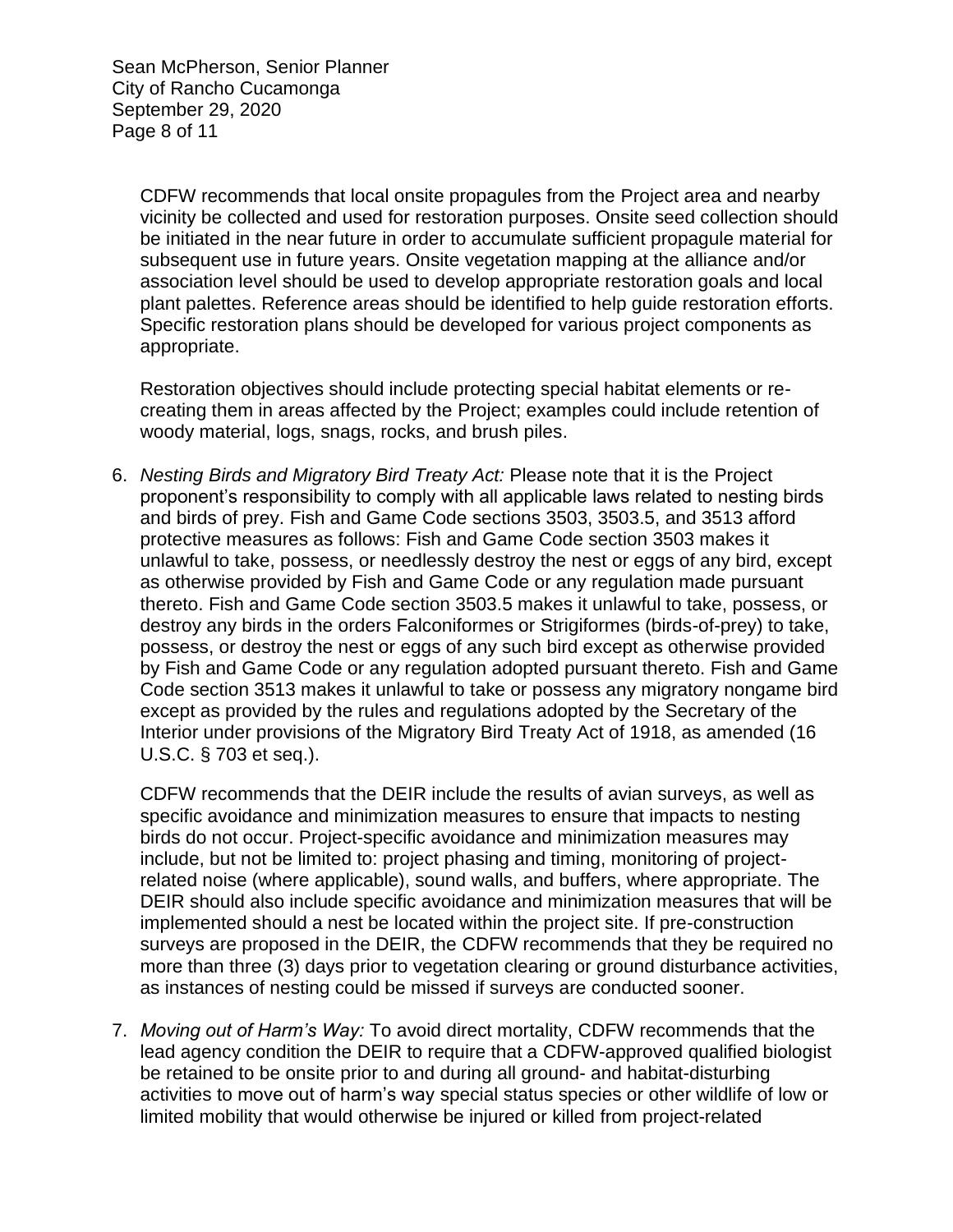CDFW recommends that local onsite propagules from the Project area and nearby vicinity be collected and used for restoration purposes. Onsite seed collection should be initiated in the near future in order to accumulate sufficient propagule material for subsequent use in future years. Onsite vegetation mapping at the alliance and/or association level should be used to develop appropriate restoration goals and local plant palettes. Reference areas should be identified to help guide restoration efforts. Specific restoration plans should be developed for various project components as appropriate.

Restoration objectives should include protecting special habitat elements or re-creating them in areas affected by the Project; examples could include retention of woody material, logs, snags, rocks, and brush piles.

6. *Nesting Birds and Migratory Bird Treaty Act:* Please note that it is the Project proponent's responsibility to comply with all applicable laws related to nesting birds and birds of prey. Fish and Game Code sections 3503, 3503.5, and 3513 afford protective measures as follows: Fish and Game Code section 3503 makes it unlawful to take, possess, or needlessly destroy the nest or eggs of any bird, except as otherwise provided by Fish and Game Code or any regulation made pursuant thereto. Fish and Game Code section 3503.5 makes it unlawful to take, possess, or destroy any birds in the orders Falconiformes or Strigiformes (birds-of-prey) to take, possess, or destroy the nest or eggs of any such bird except as otherwise provided by Fish and Game Code or any regulation adopted pursuant thereto. Fish and Game Code section 3513 makes it unlawful to take or possess any migratory nongame bird except as provided by the rules and regulations adopted by the Secretary of the Interior under provisions of the Migratory Bird Treaty Act of 1918, as amended (16 U.S.C. § 703 et seq.).

   CDFW recommends that the DEIR include the results of avian surveys, as well as specific avoidance and minimization measures to ensure that impacts to nesting birds do not occur. Project-specific avoidance and minimization measures may include, but not be limited to: project phasing and timing, monitoring of project-related noise (where applicable), sound walls, and buffers, where appropriate. The DEIR should also include specific avoidance and minimization measures that will be implemented should a nest be located within the project site. If pre-construction surveys are proposed in the DEIR, the CDFW recommends that they be required no more than three (3) days prior to vegetation clearing or ground disturbance activities, as instances of nesting could be missed if surveys are conducted sooner.

7. *Moving out of Harm's Way:* To avoid direct mortality, CDFW recommends that the lead agency condition the DEIR to require that a CDFW-approved qualified biologist be retained to be onsite prior to and during all ground- and habitat-disturbing activities to move out of harm's way special status species or other wildlife of low or limited mobility that would otherwise be injured or killed from project-related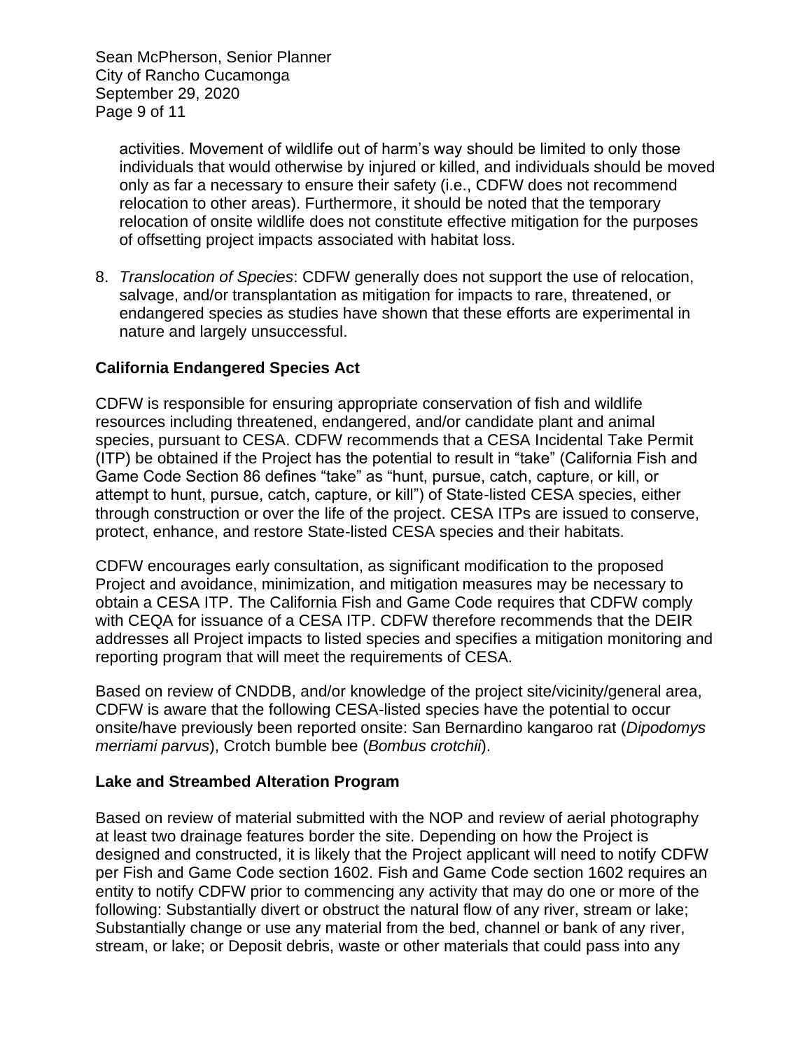activities. Movement of wildlife out of harm's way should be limited to only those individuals that would otherwise by injured or killed, and individuals should be moved only as far a necessary to ensure their safety (i.e., CDFW does not recommend relocation to other areas). Furthermore, it should be noted that the temporary relocation of onsite wildlife does not constitute effective mitigation for the purposes of offsetting project impacts associated with habitat loss.

8. *Translocation of Species*: CDFW generally does not support the use of relocation, salvage, and/or transplantation as mitigation for impacts to rare, threatened, or endangered species as studies have shown that these efforts are experimental in nature and largely unsuccessful.

**California Endangered Species Act**

CDFW is responsible for ensuring appropriate conservation of fish and wildlife resources including threatened, endangered, and/or candidate plant and animal species, pursuant to CESA. CDFW recommends that a CESA Incidental Take Permit (ITP) be obtained if the Project has the potential to result in "take" (California Fish and Game Code Section 86 defines "take" as "hunt, pursue, catch, capture, or kill, or attempt to hunt, pursue, catch, capture, or kill") of State-listed CESA species, either through construction or over the life of the project. CESA ITPs are issued to conserve, protect, enhance, and restore State-listed CESA species and their habitats.

CDFW encourages early consultation, as significant modification to the proposed Project and avoidance, minimization, and mitigation measures may be necessary to obtain a CESA ITP. The California Fish and Game Code requires that CDFW comply with CEQA for issuance of a CESA ITP. CDFW therefore recommends that the DEIR addresses all Project impacts to listed species and specifies a mitigation monitoring and reporting program that will meet the requirements of CESA.

Based on review of CNDDB, and/or knowledge of the project site/vicinity/general area, CDFW is aware that the following CESA-listed species have the potential to occur onsite/have previously been reported onsite: San Bernardino kangaroo rat (*Dipodomys merriami parvus*), Crotch bumble bee (*Bombus crotchii*).

**Lake and Streambed Alteration Program**

Based on review of material submitted with the NOP and review of aerial photography at least two drainage features border the site. Depending on how the Project is designed and constructed, it is likely that the Project applicant will need to notify CDFW per Fish and Game Code section 1602. Fish and Game Code section 1602 requires an entity to notify CDFW prior to commencing any activity that may do one or more of the following: Substantially divert or obstruct the natural flow of any river, stream or lake; Substantially change or use any material from the bed, channel or bank of any river, stream, or lake; or Deposit debris, waste or other materials that could pass into any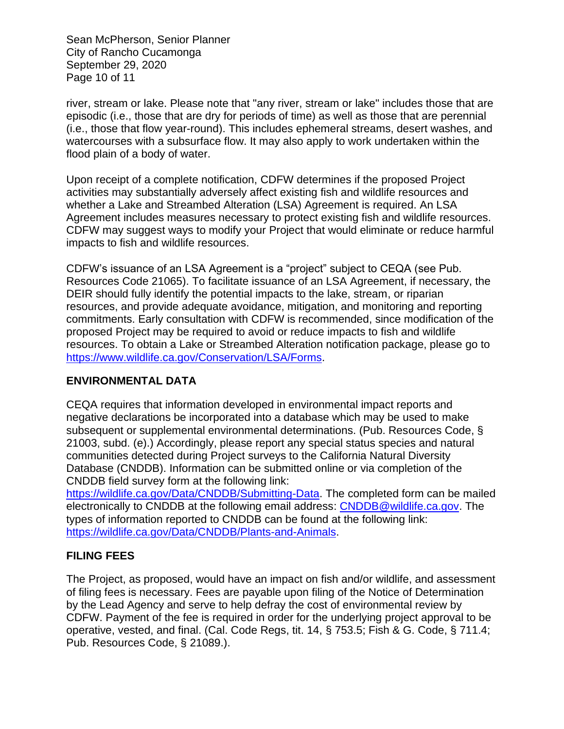river, stream or lake. Please note that "any river, stream or lake" includes those that are episodic (i.e., those that are dry for periods of time) as well as those that are perennial (i.e., those that flow year-round). This includes ephemeral streams, desert washes, and watercourses with a subsurface flow. It may also apply to work undertaken within the flood plain of a body of water.

Upon receipt of a complete notification, CDFW determines if the proposed Project activities may substantially adversely affect existing fish and wildlife resources and whether a Lake and Streambed Alteration (LSA) Agreement is required. An LSA Agreement includes measures necessary to protect existing fish and wildlife resources. CDFW may suggest ways to modify your Project that would eliminate or reduce harmful impacts to fish and wildlife resources.

CDFW's issuance of an LSA Agreement is a "project" subject to CEQA (see Pub. Resources Code 21065). To facilitate issuance of an LSA Agreement, if necessary, the DEIR should fully identify the potential impacts to the lake, stream, or riparian resources, and provide adequate avoidance, mitigation, and monitoring and reporting commitments. Early consultation with CDFW is recommended, since modification of the proposed Project may be required to avoid or reduce impacts to fish and wildlife resources. To obtain a Lake or Streambed Alteration notification package, please go to https://www.wildlife.ca.gov/Conservation/LSA/Forms.

## ENVIRONMENTAL DATA

CEQA requires that information developed in environmental impact reports and negative declarations be incorporated into a database which may be used to make subsequent or supplemental environmental determinations. (Pub. Resources Code, § 21003, subd. (e).) Accordingly, please report any special status species and natural communities detected during Project surveys to the California Natural Diversity Database (CNDDB). Information can be submitted online or via completion of the CNDDB field survey form at the following link: https://wildlife.ca.gov/Data/CNDDB/Submitting-Data. The completed form can be mailed electronically to CNDDB at the following email address: CNDDB@wildlife.ca.gov. The types of information reported to CNDDB can be found at the following link: https://wildlife.ca.gov/Data/CNDDB/Plants-and-Animals.

## FILING FEES

The Project, as proposed, would have an impact on fish and/or wildlife, and assessment of filing fees is necessary. Fees are payable upon filing of the Notice of Determination by the Lead Agency and serve to help defray the cost of environmental review by CDFW. Payment of the fee is required in order for the underlying project approval to be operative, vested, and final. (Cal. Code Regs, tit. 14, § 753.5; Fish & G. Code, § 711.4; Pub. Resources Code, § 21089.).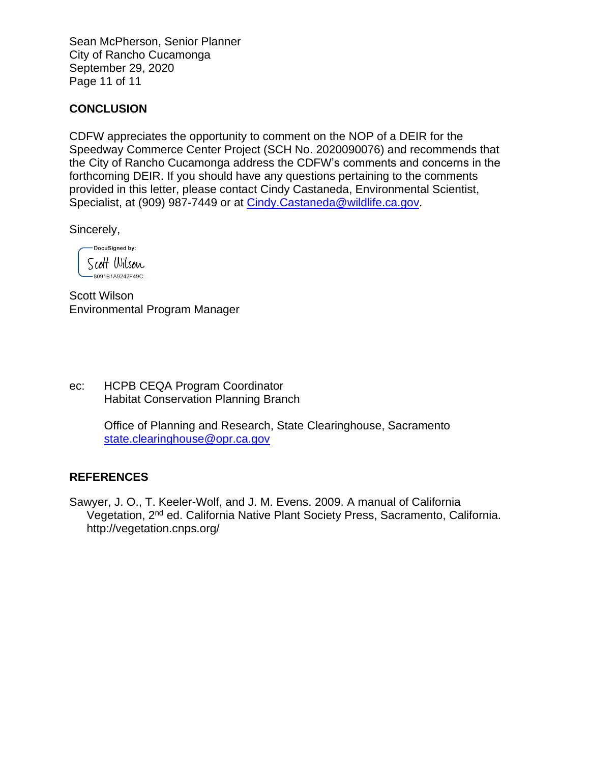## CONCLUSION

CDFW appreciates the opportunity to comment on the NOP of a DEIR for the Speedway Commerce Center Project (SCH No. 2020090076) and recommends that the City of Rancho Cucamonga address the CDFW's comments and concerns in the forthcoming DEIR. If you should have any questions pertaining to the comments provided in this letter, please contact Cindy Castaneda, Environmental Scientist, Specialist, at (909) 987-7449 or at Cindy.Castaneda@wildlife.ca.gov.

Sincerely,

DocuSigned by:
Scott Wilson
8091B1A9242F49C...

Scott Wilson
Environmental Program Manager

ec: HCPB CEQA Program Coordinator
Habitat Conservation Planning Branch

Office of Planning and Research, State Clearinghouse, Sacramento
state.clearinghouse@opr.ca.gov

## REFERENCES

Sawyer, J. O., T. Keeler-Wolf, and J. M. Evens. 2009. A manual of California Vegetation, 2nd ed. California Native Plant Society Press, Sacramento, California. http://vegetation.cnps.org/